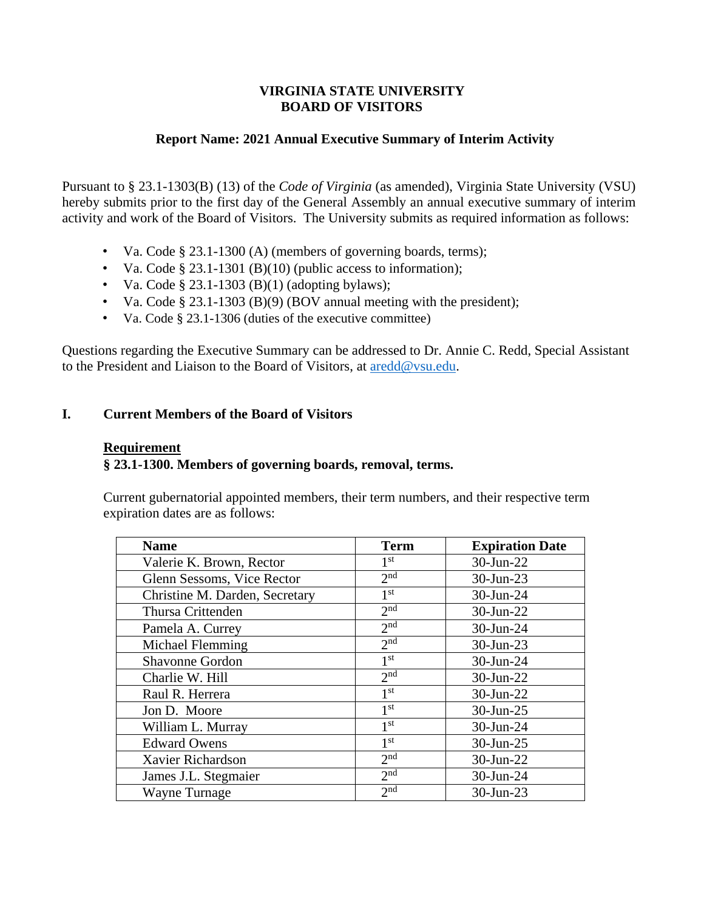**VIRGINIA STATE UNIVERSITY**
**BOARD OF VISITORS**

**Report Name: 2021 Annual Executive Summary of Interim Activity**

Pursuant to § 23.1-1303(B) (13) of the *Code of Virginia* (as amended), Virginia State University (VSU) hereby submits prior to the first day of the General Assembly an annual executive summary of interim activity and work of the Board of Visitors. The University submits as required information as follows:

- Va. Code § 23.1-1300 (A) (members of governing boards, terms);
- Va. Code § 23.1-1301 (B)(10) (public access to information);
- Va. Code § 23.1-1303 (B)(1) (adopting bylaws);
- Va. Code § 23.1-1303 (B)(9) (BOV annual meeting with the president);
- Va. Code § 23.1-1306 (duties of the executive committee)

Questions regarding the Executive Summary can be addressed to Dr. Annie C. Redd, Special Assistant to the President and Liaison to the Board of Visitors, at aredd@vsu.edu.

## I. Current Members of the Board of Visitors

**Requirement**

**§ 23.1-1300. Members of governing boards, removal, terms.**

Current gubernatorial appointed members, their term numbers, and their respective term expiration dates are as follows:

| Name | Term | Expiration Date |
|---|---|---|
| Valerie K. Brown, Rector | 1st | 30-Jun-22 |
| Glenn Sessoms, Vice Rector | 2nd | 30-Jun-23 |
| Christine M. Darden, Secretary | 1st | 30-Jun-24 |
| Thursa Crittenden | 2nd | 30-Jun-22 |
| Pamela A. Currey | 2nd | 30-Jun-24 |
| Michael Flemming | 2nd | 30-Jun-23 |
| Shavonne Gordon | 1st | 30-Jun-24 |
| Charlie W. Hill | 2nd | 30-Jun-22 |
| Raul R. Herrera | 1st | 30-Jun-22 |
| Jon D. Moore | 1st | 30-Jun-25 |
| William L. Murray | 1st | 30-Jun-24 |
| Edward Owens | 1st | 30-Jun-25 |
| Xavier Richardson | 2nd | 30-Jun-22 |
| James J.L. Stegmaier | 2nd | 30-Jun-24 |
| Wayne Turnage | 2nd | 30-Jun-23 |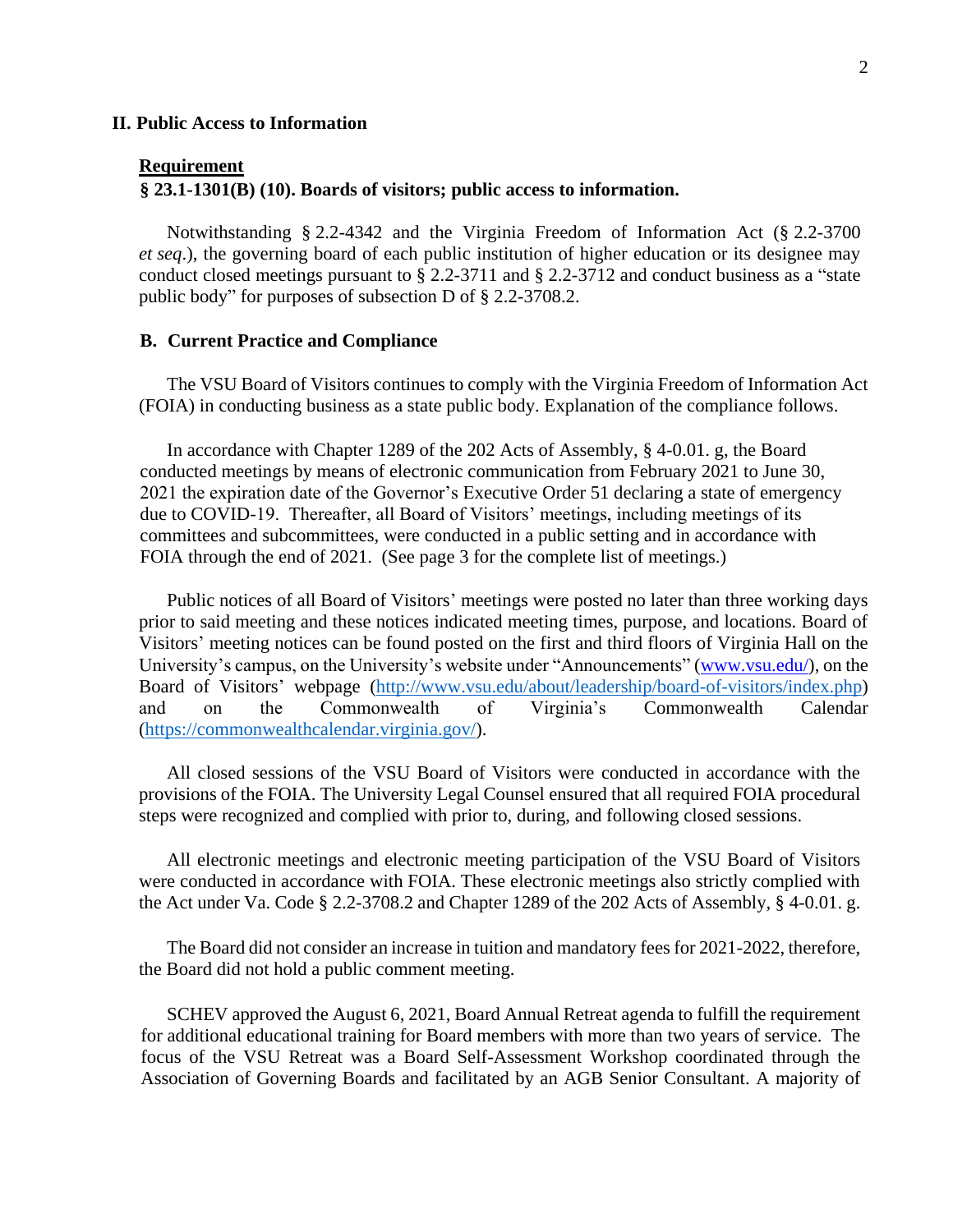## II. Public Access to Information

**Requirement**

**§ 23.1-1301(B) (10). Boards of visitors; public access to information.**

Notwithstanding § 2.2-4342 and the Virginia Freedom of Information Act (§ 2.2-3700 *et seq*.), the governing board of each public institution of higher education or its designee may conduct closed meetings pursuant to § 2.2-3711 and § 2.2-3712 and conduct business as a "state public body" for purposes of subsection D of § 2.2-3708.2.

### B. Current Practice and Compliance

The VSU Board of Visitors continues to comply with the Virginia Freedom of Information Act (FOIA) in conducting business as a state public body. Explanation of the compliance follows.

In accordance with Chapter 1289 of the 202 Acts of Assembly, § 4-0.01. g, the Board conducted meetings by means of electronic communication from February 2021 to June 30, 2021 the expiration date of the Governor's Executive Order 51 declaring a state of emergency due to COVID-19. Thereafter, all Board of Visitors' meetings, including meetings of its committees and subcommittees, were conducted in a public setting and in accordance with FOIA through the end of 2021. (See page 3 for the complete list of meetings.)

Public notices of all Board of Visitors' meetings were posted no later than three working days prior to said meeting and these notices indicated meeting times, purpose, and locations. Board of Visitors' meeting notices can be found posted on the first and third floors of Virginia Hall on the University's campus, on the University's website under "Announcements" (www.vsu.edu/), on the Board of Visitors' webpage (http://www.vsu.edu/about/leadership/board-of-visitors/index.php) and on the Commonwealth of Virginia's Commonwealth Calendar (https://commonwealthcalendar.virginia.gov/).

All closed sessions of the VSU Board of Visitors were conducted in accordance with the provisions of the FOIA. The University Legal Counsel ensured that all required FOIA procedural steps were recognized and complied with prior to, during, and following closed sessions.

All electronic meetings and electronic meeting participation of the VSU Board of Visitors were conducted in accordance with FOIA. These electronic meetings also strictly complied with the Act under Va. Code § 2.2-3708.2 and Chapter 1289 of the 202 Acts of Assembly, § 4-0.01. g.

The Board did not consider an increase in tuition and mandatory fees for 2021-2022, therefore, the Board did not hold a public comment meeting.

SCHEV approved the August 6, 2021, Board Annual Retreat agenda to fulfill the requirement for additional educational training for Board members with more than two years of service. The focus of the VSU Retreat was a Board Self-Assessment Workshop coordinated through the Association of Governing Boards and facilitated by an AGB Senior Consultant. A majority of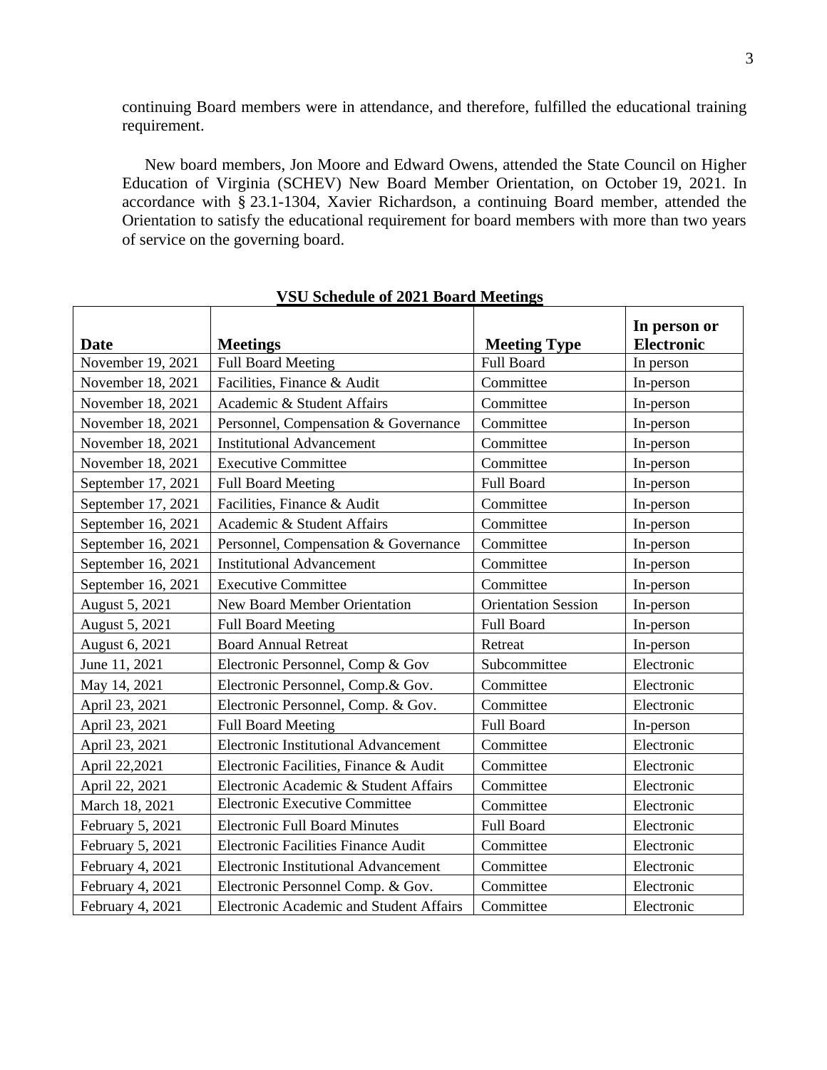continuing Board members were in attendance, and therefore, fulfilled the educational training requirement.

New board members, Jon Moore and Edward Owens, attended the State Council on Higher Education of Virginia (SCHEV) New Board Member Orientation, on October 19, 2021. In accordance with § 23.1-1304, Xavier Richardson, a continuing Board member, attended the Orientation to satisfy the educational requirement for board members with more than two years of service on the governing board.

**VSU Schedule of 2021 Board Meetings**

| Date | Meetings | Meeting Type | In person or Electronic |
|---|---|---|---|
| November 19, 2021 | Full Board Meeting | Full Board | In person |
| November 18, 2021 | Facilities, Finance & Audit | Committee | In-person |
| November 18, 2021 | Academic & Student Affairs | Committee | In-person |
| November 18, 2021 | Personnel, Compensation & Governance | Committee | In-person |
| November 18, 2021 | Institutional Advancement | Committee | In-person |
| November 18, 2021 | Executive Committee | Committee | In-person |
| September 17, 2021 | Full Board Meeting | Full Board | In-person |
| September 17, 2021 | Facilities, Finance & Audit | Committee | In-person |
| September 16, 2021 | Academic & Student Affairs | Committee | In-person |
| September 16, 2021 | Personnel, Compensation & Governance | Committee | In-person |
| September 16, 2021 | Institutional Advancement | Committee | In-person |
| September 16, 2021 | Executive Committee | Committee | In-person |
| August 5, 2021 | New Board Member Orientation | Orientation Session | In-person |
| August 5, 2021 | Full Board Meeting | Full Board | In-person |
| August 6, 2021 | Board Annual Retreat | Retreat | In-person |
| June 11, 2021 | Electronic Personnel, Comp & Gov | Subcommittee | Electronic |
| May 14, 2021 | Electronic Personnel, Comp.& Gov. | Committee | Electronic |
| April 23, 2021 | Electronic Personnel, Comp. & Gov. | Committee | Electronic |
| April 23, 2021 | Full Board Meeting | Full Board | In-person |
| April 23, 2021 | Electronic Institutional Advancement | Committee | Electronic |
| April 22,2021 | Electronic Facilities, Finance & Audit | Committee | Electronic |
| April 22, 2021 | Electronic Academic & Student Affairs | Committee | Electronic |
| March 18, 2021 | Electronic Executive Committee | Committee | Electronic |
| February 5, 2021 | Electronic Full Board Minutes | Full Board | Electronic |
| February 5, 2021 | Electronic Facilities Finance Audit | Committee | Electronic |
| February 4, 2021 | Electronic Institutional Advancement | Committee | Electronic |
| February 4, 2021 | Electronic Personnel Comp. & Gov. | Committee | Electronic |
| February 4, 2021 | Electronic Academic and Student Affairs | Committee | Electronic |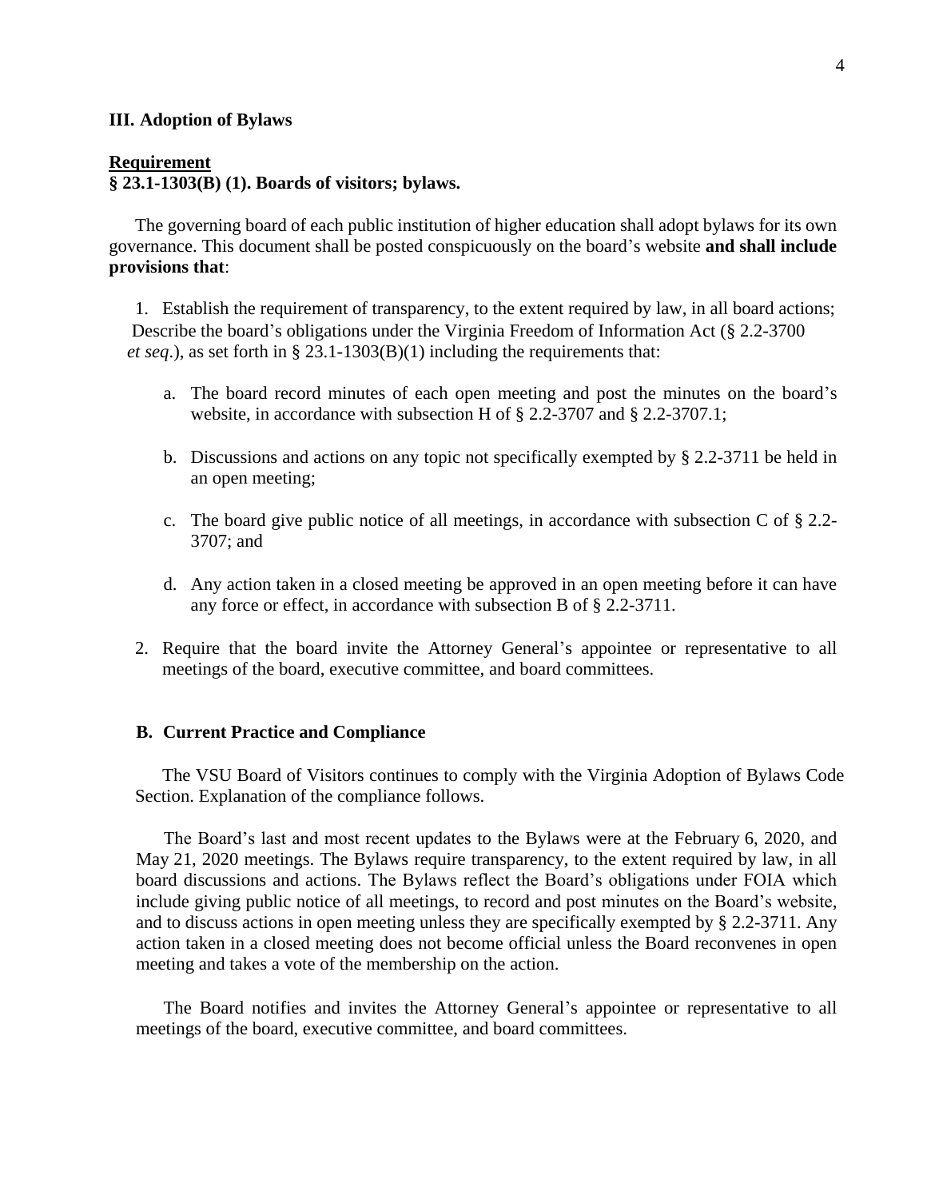### III. Adoption of Bylaws

**Requirement**

**§ 23.1-1303(B) (1). Boards of visitors; bylaws.**

The governing board of each public institution of higher education shall adopt bylaws for its own governance. This document shall be posted conspicuously on the board's website **and shall include provisions that**:

1. Establish the requirement of transparency, to the extent required by law, in all board actions; Describe the board's obligations under the Virginia Freedom of Information Act (§ 2.2-3700 *et seq*.), as set forth in § 23.1-1303(B)(1) including the requirements that:

   a. The board record minutes of each open meeting and post the minutes on the board's website, in accordance with subsection H of § 2.2-3707 and § 2.2-3707.1;

   b. Discussions and actions on any topic not specifically exempted by § 2.2-3711 be held in an open meeting;

   c. The board give public notice of all meetings, in accordance with subsection C of § 2.2-3707; and

   d. Any action taken in a closed meeting be approved in an open meeting before it can have any force or effect, in accordance with subsection B of § 2.2-3711.

2. Require that the board invite the Attorney General's appointee or representative to all meetings of the board, executive committee, and board committees.

#### B. Current Practice and Compliance

The VSU Board of Visitors continues to comply with the Virginia Adoption of Bylaws Code Section. Explanation of the compliance follows.

The Board's last and most recent updates to the Bylaws were at the February 6, 2020, and May 21, 2020 meetings. The Bylaws require transparency, to the extent required by law, in all board discussions and actions. The Bylaws reflect the Board's obligations under FOIA which include giving public notice of all meetings, to record and post minutes on the Board's website, and to discuss actions in open meeting unless they are specifically exempted by § 2.2-3711. Any action taken in a closed meeting does not become official unless the Board reconvenes in open meeting and takes a vote of the membership on the action.

The Board notifies and invites the Attorney General's appointee or representative to all meetings of the board, executive committee, and board committees.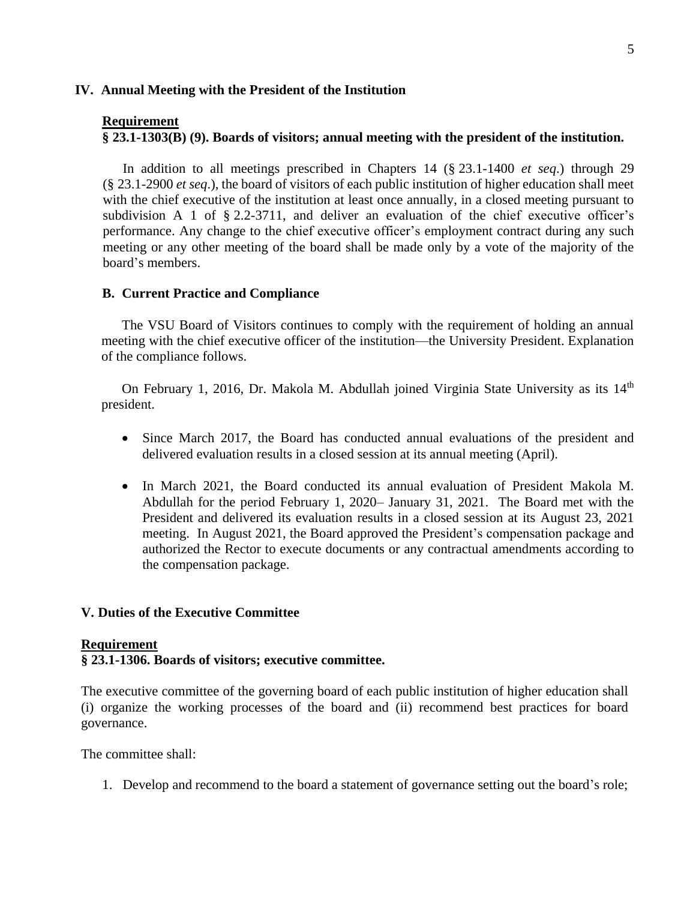## IV. Annual Meeting with the President of the Institution

**Requirement**

**§ 23.1-1303(B) (9). Boards of visitors; annual meeting with the president of the institution.**

In addition to all meetings prescribed in Chapters 14 (§ 23.1-1400 *et seq.*) through 29 (§ 23.1-2900 *et seq.*), the board of visitors of each public institution of higher education shall meet with the chief executive of the institution at least once annually, in a closed meeting pursuant to subdivision A 1 of § 2.2-3711, and deliver an evaluation of the chief executive officer's performance. Any change to the chief executive officer's employment contract during any such meeting or any other meeting of the board shall be made only by a vote of the majority of the board's members.

### B. Current Practice and Compliance

The VSU Board of Visitors continues to comply with the requirement of holding an annual meeting with the chief executive officer of the institution—the University President. Explanation of the compliance follows.

On February 1, 2016, Dr. Makola M. Abdullah joined Virginia State University as its 14th president.

- Since March 2017, the Board has conducted annual evaluations of the president and delivered evaluation results in a closed session at its annual meeting (April).
- In March 2021, the Board conducted its annual evaluation of President Makola M. Abdullah for the period February 1, 2020– January 31, 2021. The Board met with the President and delivered its evaluation results in a closed session at its August 23, 2021 meeting. In August 2021, the Board approved the President's compensation package and authorized the Rector to execute documents or any contractual amendments according to the compensation package.

## V. Duties of the Executive Committee

**Requirement**

**§ 23.1-1306. Boards of visitors; executive committee.**

The executive committee of the governing board of each public institution of higher education shall (i) organize the working processes of the board and (ii) recommend best practices for board governance.

The committee shall:

1. Develop and recommend to the board a statement of governance setting out the board's role;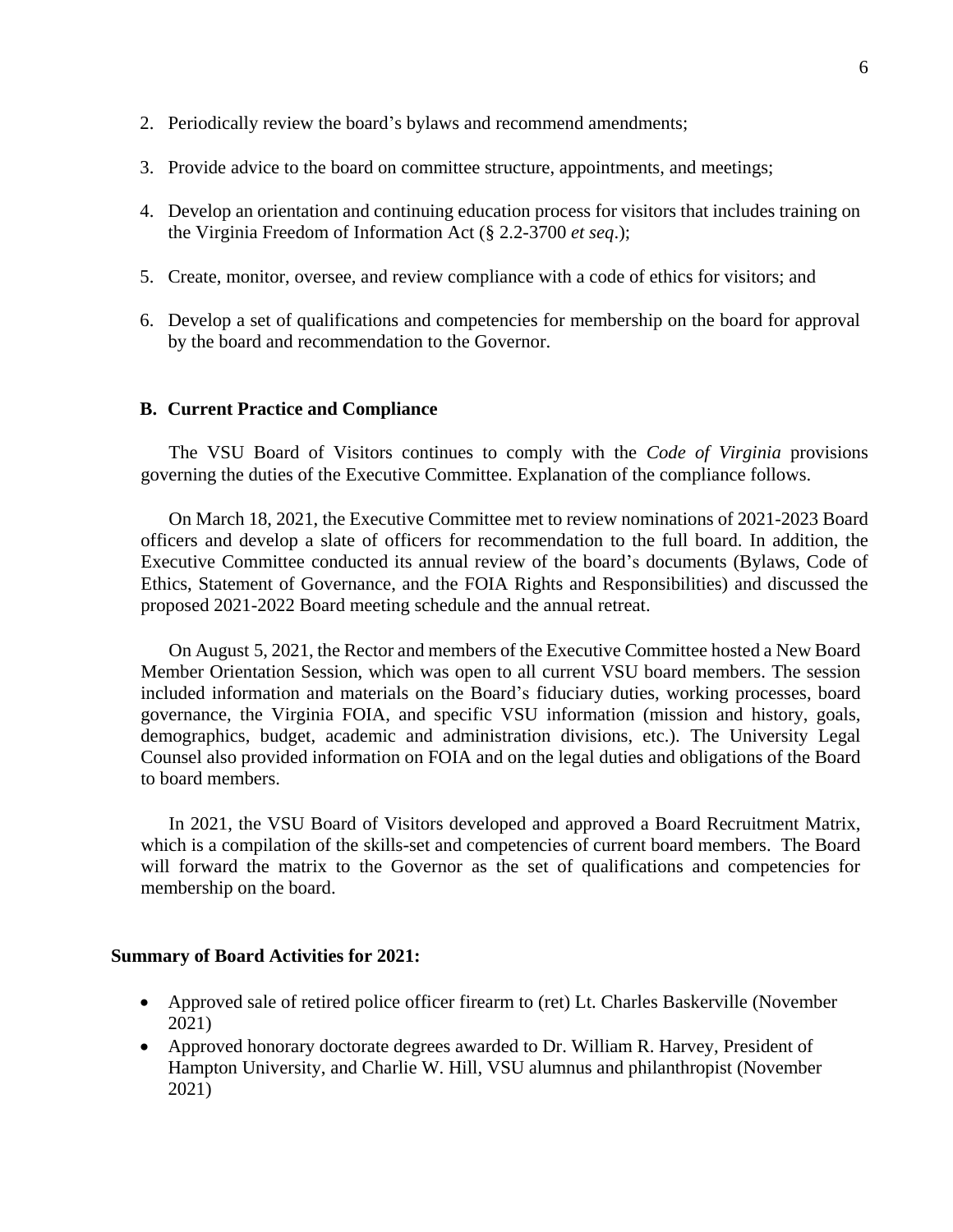2. Periodically review the board's bylaws and recommend amendments;

3. Provide advice to the board on committee structure, appointments, and meetings;

4. Develop an orientation and continuing education process for visitors that includes training on the Virginia Freedom of Information Act (§ 2.2-3700 *et seq*.);

5. Create, monitor, oversee, and review compliance with a code of ethics for visitors; and

6. Develop a set of qualifications and competencies for membership on the board for approval by the board and recommendation to the Governor.

### B. Current Practice and Compliance

The VSU Board of Visitors continues to comply with the *Code of Virginia* provisions governing the duties of the Executive Committee. Explanation of the compliance follows.

On March 18, 2021, the Executive Committee met to review nominations of 2021-2023 Board officers and develop a slate of officers for recommendation to the full board. In addition, the Executive Committee conducted its annual review of the board's documents (Bylaws, Code of Ethics, Statement of Governance, and the FOIA Rights and Responsibilities) and discussed the proposed 2021-2022 Board meeting schedule and the annual retreat.

On August 5, 2021, the Rector and members of the Executive Committee hosted a New Board Member Orientation Session, which was open to all current VSU board members. The session included information and materials on the Board's fiduciary duties, working processes, board governance, the Virginia FOIA, and specific VSU information (mission and history, goals, demographics, budget, academic and administration divisions, etc.). The University Legal Counsel also provided information on FOIA and on the legal duties and obligations of the Board to board members.

In 2021, the VSU Board of Visitors developed and approved a Board Recruitment Matrix, which is a compilation of the skills-set and competencies of current board members. The Board will forward the matrix to the Governor as the set of qualifications and competencies for membership on the board.

**Summary of Board Activities for 2021:**

- Approved sale of retired police officer firearm to (ret) Lt. Charles Baskerville (November 2021)
- Approved honorary doctorate degrees awarded to Dr. William R. Harvey, President of Hampton University, and Charlie W. Hill, VSU alumnus and philanthropist (November 2021)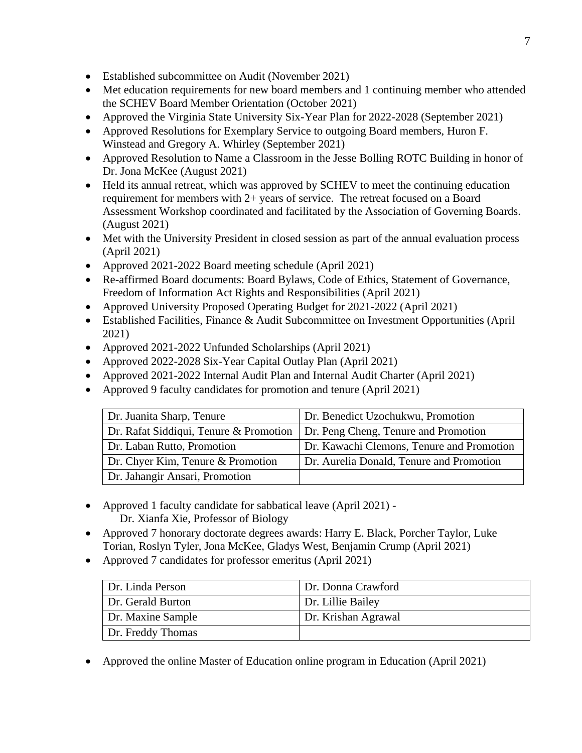- Established subcommittee on Audit (November 2021)
- Met education requirements for new board members and 1 continuing member who attended the SCHEV Board Member Orientation (October 2021)
- Approved the Virginia State University Six-Year Plan for 2022-2028 (September 2021)
- Approved Resolutions for Exemplary Service to outgoing Board members, Huron F. Winstead and Gregory A. Whirley (September 2021)
- Approved Resolution to Name a Classroom in the Jesse Bolling ROTC Building in honor of Dr. Jona McKee (August 2021)
- Held its annual retreat, which was approved by SCHEV to meet the continuing education requirement for members with 2+ years of service. The retreat focused on a Board Assessment Workshop coordinated and facilitated by the Association of Governing Boards. (August 2021)
- Met with the University President in closed session as part of the annual evaluation process (April 2021)
- Approved 2021-2022 Board meeting schedule (April 2021)
- Re-affirmed Board documents: Board Bylaws, Code of Ethics, Statement of Governance, Freedom of Information Act Rights and Responsibilities (April 2021)
- Approved University Proposed Operating Budget for 2021-2022 (April 2021)
- Established Facilities, Finance & Audit Subcommittee on Investment Opportunities (April 2021)
- Approved 2021-2022 Unfunded Scholarships (April 2021)
- Approved 2022-2028 Six-Year Capital Outlay Plan (April 2021)
- Approved 2021-2022 Internal Audit Plan and Internal Audit Charter (April 2021)
- Approved 9 faculty candidates for promotion and tenure (April 2021)

| | |
|---|---|
| Dr. Juanita Sharp, Tenure | Dr. Benedict Uzochukwu, Promotion |
| Dr. Rafat Siddiqui, Tenure & Promotion | Dr. Peng Cheng, Tenure and Promotion |
| Dr. Laban Rutto, Promotion | Dr. Kawachi Clemons, Tenure and Promotion |
| Dr. Chyer Kim, Tenure & Promotion | Dr. Aurelia Donald, Tenure and Promotion |
| Dr. Jahangir Ansari, Promotion | |

- Approved 1 faculty candidate for sabbatical leave (April 2021) -
  Dr. Xianfa Xie, Professor of Biology
- Approved 7 honorary doctorate degrees awards: Harry E. Black, Porcher Taylor, Luke Torian, Roslyn Tyler, Jona McKee, Gladys West, Benjamin Crump (April 2021)
- Approved 7 candidates for professor emeritus (April 2021)

| | |
|---|---|
| Dr. Linda Person | Dr. Donna Crawford |
| Dr. Gerald Burton | Dr. Lillie Bailey |
| Dr. Maxine Sample | Dr. Krishan Agrawal |
| Dr. Freddy Thomas | |

- Approved the online Master of Education online program in Education (April 2021)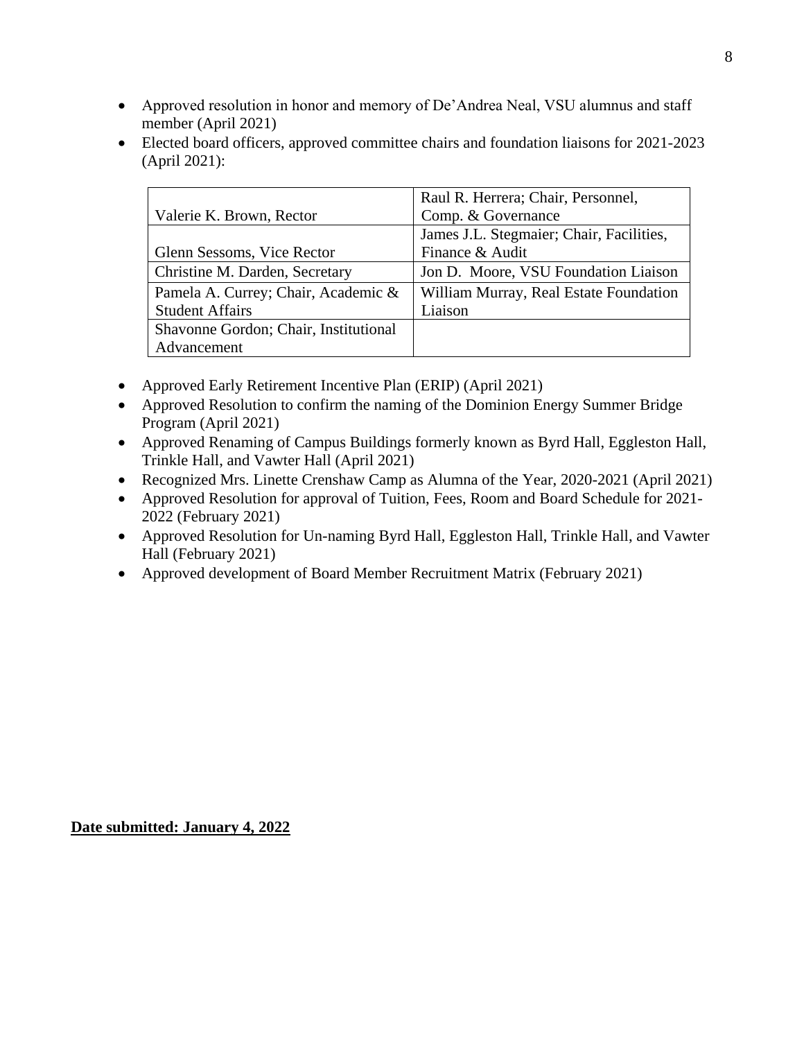- Approved resolution in honor and memory of De'Andrea Neal, VSU alumnus and staff member (April 2021)
- Elected board officers, approved committee chairs and foundation liaisons for 2021-2023 (April 2021):

| | |
|---|---|
| Valerie K. Brown, Rector | Raul R. Herrera; Chair, Personnel, Comp. & Governance |
| Glenn Sessoms, Vice Rector | James J.L. Stegmaier; Chair, Facilities, Finance & Audit |
| Christine M. Darden, Secretary | Jon D. Moore, VSU Foundation Liaison |
| Pamela A. Currey; Chair, Academic & Student Affairs | William Murray, Real Estate Foundation Liaison |
| Shavonne Gordon; Chair, Institutional Advancement | |

- Approved Early Retirement Incentive Plan (ERIP) (April 2021)
- Approved Resolution to confirm the naming of the Dominion Energy Summer Bridge Program (April 2021)
- Approved Renaming of Campus Buildings formerly known as Byrd Hall, Eggleston Hall, Trinkle Hall, and Vawter Hall (April 2021)
- Recognized Mrs. Linette Crenshaw Camp as Alumna of the Year, 2020-2021 (April 2021)
- Approved Resolution for approval of Tuition, Fees, Room and Board Schedule for 2021-2022 (February 2021)
- Approved Resolution for Un-naming Byrd Hall, Eggleston Hall, Trinkle Hall, and Vawter Hall (February 2021)
- Approved development of Board Member Recruitment Matrix (February 2021)

**Date submitted: January 4, 2022**